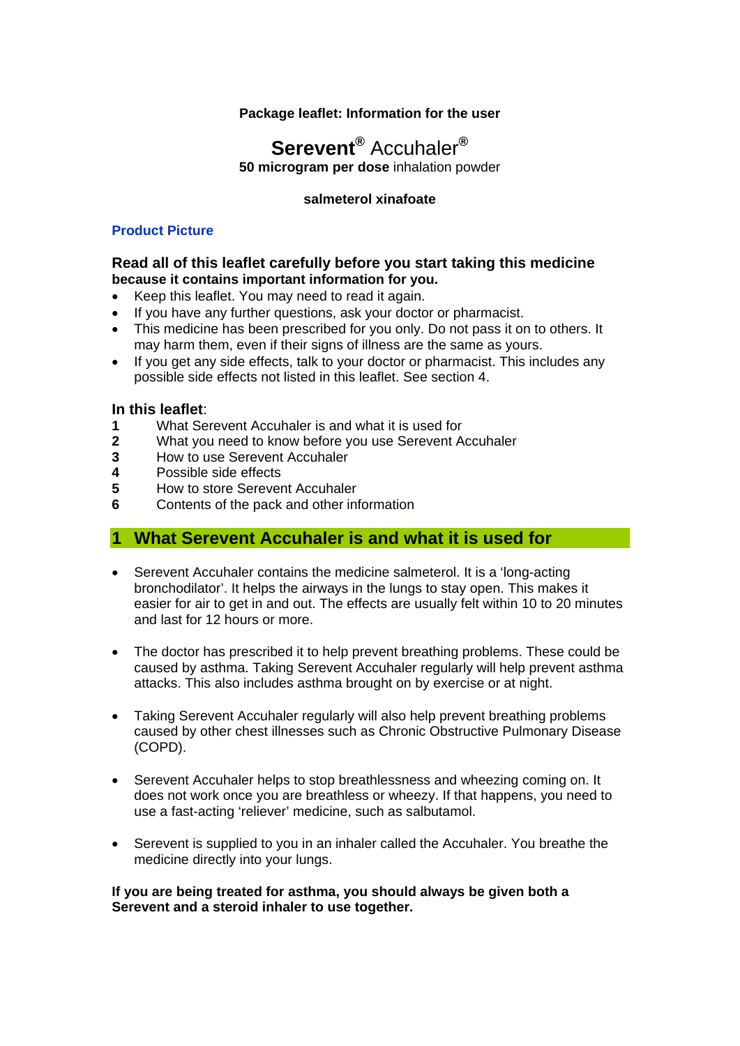**Package leaflet: Information for the user**

# **Serevent®** Accuhaler®

**50 microgram per dose** inhalation powder

**salmeterol xinafoate**

**Product Picture**

**Read all of this leaflet carefully before you start taking this medicine because it contains important information for you.**

- Keep this leaflet. You may need to read it again.
- If you have any further questions, ask your doctor or pharmacist.
- This medicine has been prescribed for you only. Do not pass it on to others. It may harm them, even if their signs of illness are the same as yours.
- If you get any side effects, talk to your doctor or pharmacist. This includes any possible side effects not listed in this leaflet. See section 4.

**In this leaflet**:

**1** What Serevent Accuhaler is and what it is used for
**2** What you need to know before you use Serevent Accuhaler
**3** How to use Serevent Accuhaler
**4** Possible side effects
**5** How to store Serevent Accuhaler
**6** Contents of the pack and other information

## 1 What Serevent Accuhaler is and what it is used for

- Serevent Accuhaler contains the medicine salmeterol. It is a 'long-acting bronchodilator'. It helps the airways in the lungs to stay open. This makes it easier for air to get in and out. The effects are usually felt within 10 to 20 minutes and last for 12 hours or more.

- The doctor has prescribed it to help prevent breathing problems. These could be caused by asthma. Taking Serevent Accuhaler regularly will help prevent asthma attacks. This also includes asthma brought on by exercise or at night.

- Taking Serevent Accuhaler regularly will also help prevent breathing problems caused by other chest illnesses such as Chronic Obstructive Pulmonary Disease (COPD).

- Serevent Accuhaler helps to stop breathlessness and wheezing coming on. It does not work once you are breathless or wheezy. If that happens, you need to use a fast-acting 'reliever' medicine, such as salbutamol.

- Serevent is supplied to you in an inhaler called the Accuhaler. You breathe the medicine directly into your lungs.

**If you are being treated for asthma, you should always be given both a Serevent and a steroid inhaler to use together.**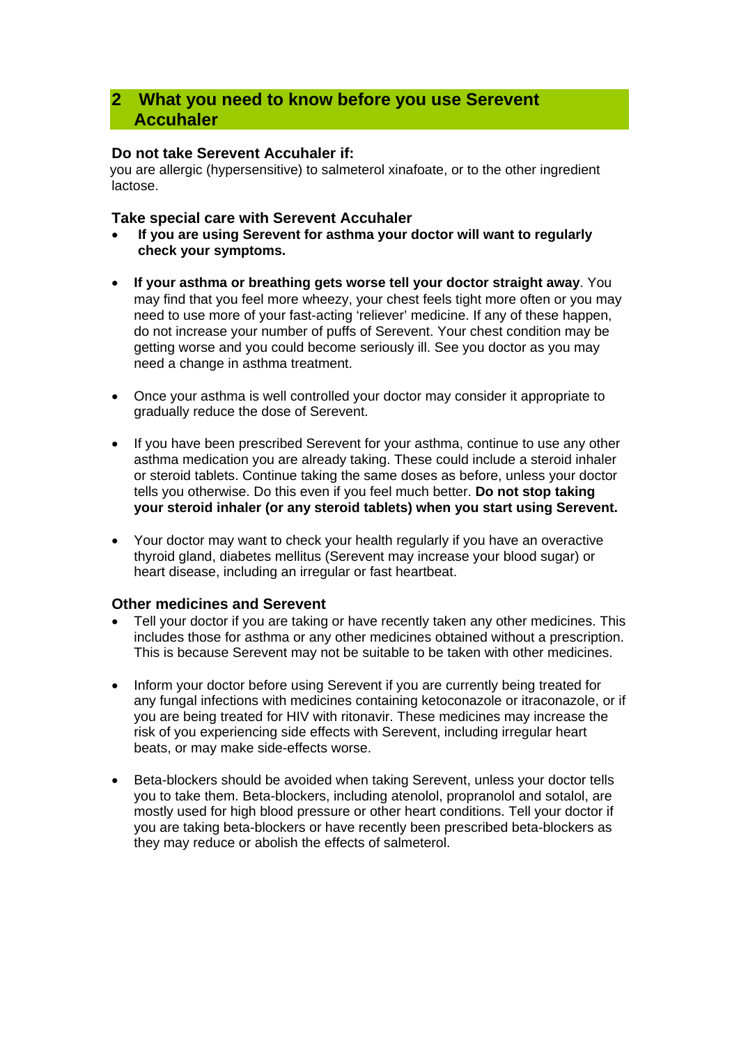## 2 What you need to know before you use Serevent Accuhaler

### Do not take Serevent Accuhaler if:

you are allergic (hypersensitive) to salmeterol xinafoate, or to the other ingredient lactose.

### Take special care with Serevent Accuhaler

- **If you are using Serevent for asthma your doctor will want to regularly check your symptoms.**

- **If your asthma or breathing gets worse tell your doctor straight away**. You may find that you feel more wheezy, your chest feels tight more often or you may need to use more of your fast-acting 'reliever' medicine. If any of these happen, do not increase your number of puffs of Serevent. Your chest condition may be getting worse and you could become seriously ill. See you doctor as you may need a change in asthma treatment.

- Once your asthma is well controlled your doctor may consider it appropriate to gradually reduce the dose of Serevent.

- If you have been prescribed Serevent for your asthma, continue to use any other asthma medication you are already taking. These could include a steroid inhaler or steroid tablets. Continue taking the same doses as before, unless your doctor tells you otherwise. Do this even if you feel much better. **Do not stop taking your steroid inhaler (or any steroid tablets) when you start using Serevent.**

- Your doctor may want to check your health regularly if you have an overactive thyroid gland, diabetes mellitus (Serevent may increase your blood sugar) or heart disease, including an irregular or fast heartbeat.

### Other medicines and Serevent

- Tell your doctor if you are taking or have recently taken any other medicines. This includes those for asthma or any other medicines obtained without a prescription. This is because Serevent may not be suitable to be taken with other medicines.

- Inform your doctor before using Serevent if you are currently being treated for any fungal infections with medicines containing ketoconazole or itraconazole, or if you are being treated for HIV with ritonavir. These medicines may increase the risk of you experiencing side effects with Serevent, including irregular heart beats, or may make side-effects worse.

- Beta-blockers should be avoided when taking Serevent, unless your doctor tells you to take them. Beta-blockers, including atenolol, propranolol and sotalol, are mostly used for high blood pressure or other heart conditions. Tell your doctor if you are taking beta-blockers or have recently been prescribed beta-blockers as they may reduce or abolish the effects of salmeterol.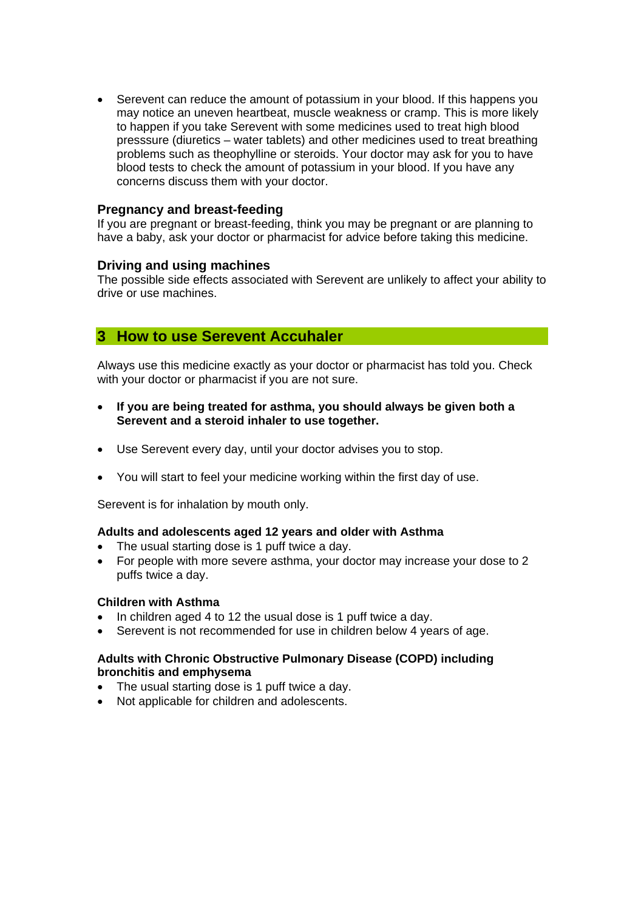- Serevent can reduce the amount of potassium in your blood. If this happens you may notice an uneven heartbeat, muscle weakness or cramp. This is more likely to happen if you take Serevent with some medicines used to treat high blood presssure (diuretics – water tablets) and other medicines used to treat breathing problems such as theophylline or steroids. Your doctor may ask for you to have blood tests to check the amount of potassium in your blood. If you have any concerns discuss them with your doctor.

### Pregnancy and breast-feeding

If you are pregnant or breast-feeding, think you may be pregnant or are planning to have a baby, ask your doctor or pharmacist for advice before taking this medicine.

### Driving and using machines

The possible side effects associated with Serevent are unlikely to affect your ability to drive or use machines.

## 3 How to use Serevent Accuhaler

Always use this medicine exactly as your doctor or pharmacist has told you. Check with your doctor or pharmacist if you are not sure.

- **If you are being treated for asthma, you should always be given both a Serevent and a steroid inhaler to use together.**
- Use Serevent every day, until your doctor advises you to stop.
- You will start to feel your medicine working within the first day of use.

Serevent is for inhalation by mouth only.

**Adults and adolescents aged 12 years and older with Asthma**

- The usual starting dose is 1 puff twice a day.
- For people with more severe asthma, your doctor may increase your dose to 2 puffs twice a day.

**Children with Asthma**

- In children aged 4 to 12 the usual dose is 1 puff twice a day.
- Serevent is not recommended for use in children below 4 years of age.

**Adults with Chronic Obstructive Pulmonary Disease (COPD) including bronchitis and emphysema**

- The usual starting dose is 1 puff twice a day.
- Not applicable for children and adolescents.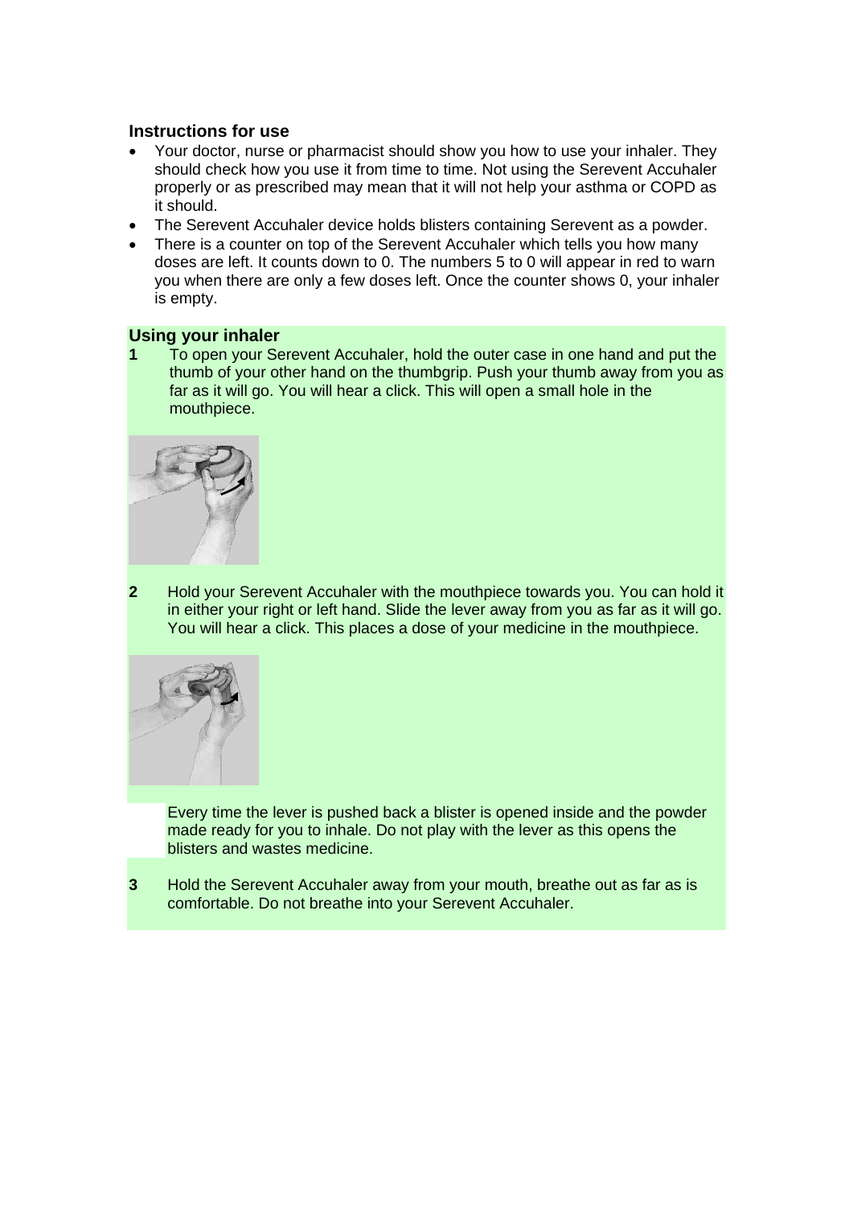### Instructions for use

- Your doctor, nurse or pharmacist should show you how to use your inhaler. They should check how you use it from time to time. Not using the Serevent Accuhaler properly or as prescribed may mean that it will not help your asthma or COPD as it should.
- The Serevent Accuhaler device holds blisters containing Serevent as a powder.
- There is a counter on top of the Serevent Accuhaler which tells you how many doses are left. It counts down to 0. The numbers 5 to 0 will appear in red to warn you when there are only a few doses left. Once the counter shows 0, your inhaler is empty.

### Using your inhaler

**1** To open your Serevent Accuhaler, hold the outer case in one hand and put the thumb of your other hand on the thumbgrip. Push your thumb away from you as far as it will go. You will hear a click. This will open a small hole in the mouthpiece.

**2** Hold your Serevent Accuhaler with the mouthpiece towards you. You can hold it in either your right or left hand. Slide the lever away from you as far as it will go. You will hear a click. This places a dose of your medicine in the mouthpiece.

Every time the lever is pushed back a blister is opened inside and the powder made ready for you to inhale. Do not play with the lever as this opens the blisters and wastes medicine.

**3** Hold the Serevent Accuhaler away from your mouth, breathe out as far as is comfortable. Do not breathe into your Serevent Accuhaler.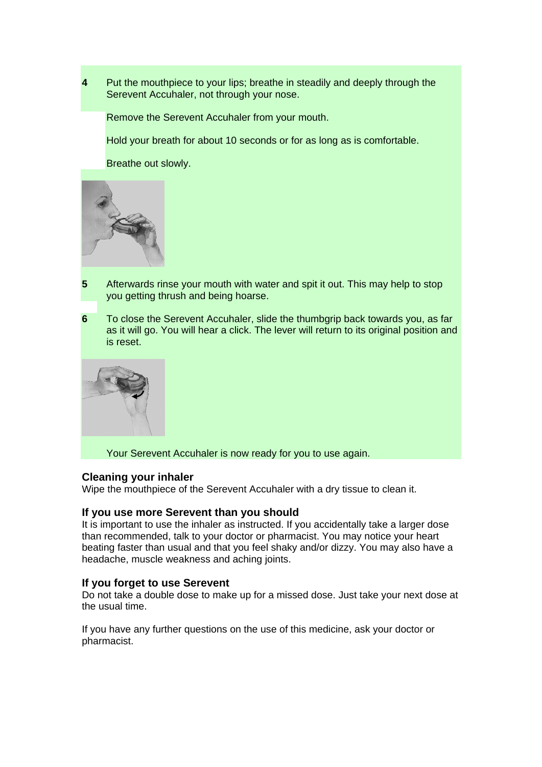**4** Put the mouthpiece to your lips; breathe in steadily and deeply through the Serevent Accuhaler, not through your nose.

Remove the Serevent Accuhaler from your mouth.

Hold your breath for about 10 seconds or for as long as is comfortable.

Breathe out slowly.

**5** Afterwards rinse your mouth with water and spit it out. This may help to stop you getting thrush and being hoarse.

**6** To close the Serevent Accuhaler, slide the thumbgrip back towards you, as far as it will go. You will hear a click. The lever will return to its original position and is reset.

Your Serevent Accuhaler is now ready for you to use again.

### Cleaning your inhaler

Wipe the mouthpiece of the Serevent Accuhaler with a dry tissue to clean it.

### If you use more Serevent than you should

It is important to use the inhaler as instructed. If you accidentally take a larger dose than recommended, talk to your doctor or pharmacist. You may notice your heart beating faster than usual and that you feel shaky and/or dizzy. You may also have a headache, muscle weakness and aching joints.

### If you forget to use Serevent

Do not take a double dose to make up for a missed dose. Just take your next dose at the usual time.

If you have any further questions on the use of this medicine, ask your doctor or pharmacist.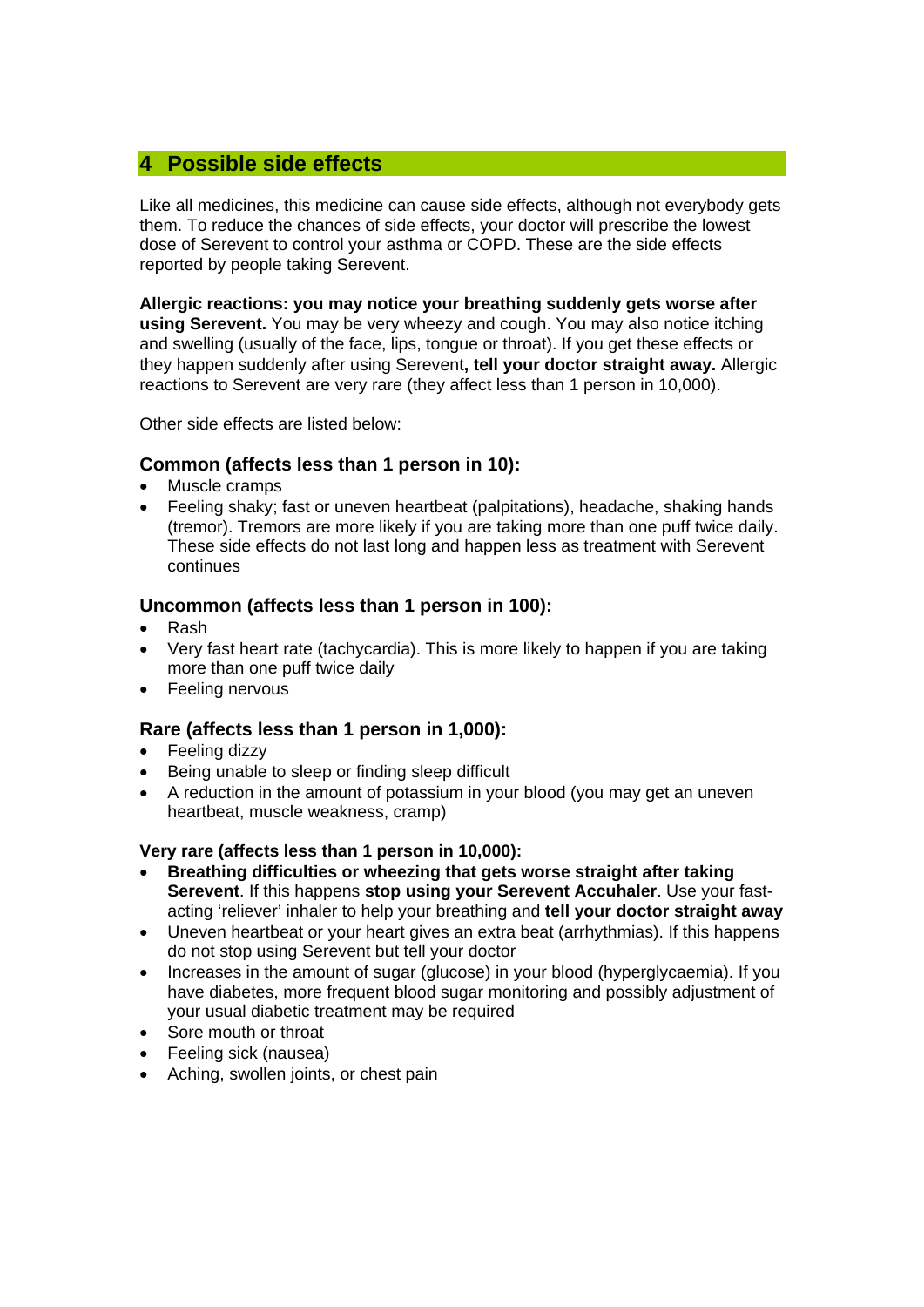## 4 Possible side effects

Like all medicines, this medicine can cause side effects, although not everybody gets them. To reduce the chances of side effects, your doctor will prescribe the lowest dose of Serevent to control your asthma or COPD. These are the side effects reported by people taking Serevent.

**Allergic reactions: you may notice your breathing suddenly gets worse after using Serevent.** You may be very wheezy and cough. You may also notice itching and swelling (usually of the face, lips, tongue or throat). If you get these effects or they happen suddenly after using Serevent**, tell your doctor straight away.** Allergic reactions to Serevent are very rare (they affect less than 1 person in 10,000).

Other side effects are listed below:

### Common (affects less than 1 person in 10):

- Muscle cramps
- Feeling shaky; fast or uneven heartbeat (palpitations), headache, shaking hands (tremor). Tremors are more likely if you are taking more than one puff twice daily. These side effects do not last long and happen less as treatment with Serevent continues

### Uncommon (affects less than 1 person in 100):

- Rash
- Very fast heart rate (tachycardia). This is more likely to happen if you are taking more than one puff twice daily
- Feeling nervous

### Rare (affects less than 1 person in 1,000):

- Feeling dizzy
- Being unable to sleep or finding sleep difficult
- A reduction in the amount of potassium in your blood (you may get an uneven heartbeat, muscle weakness, cramp)

**Very rare (affects less than 1 person in 10,000):**

- **Breathing difficulties or wheezing that gets worse straight after taking Serevent**. If this happens **stop using your Serevent Accuhaler**. Use your fast-acting 'reliever' inhaler to help your breathing and **tell your doctor straight away**
- Uneven heartbeat or your heart gives an extra beat (arrhythmias). If this happens do not stop using Serevent but tell your doctor
- Increases in the amount of sugar (glucose) in your blood (hyperglycaemia). If you have diabetes, more frequent blood sugar monitoring and possibly adjustment of your usual diabetic treatment may be required
- Sore mouth or throat
- Feeling sick (nausea)
- Aching, swollen joints, or chest pain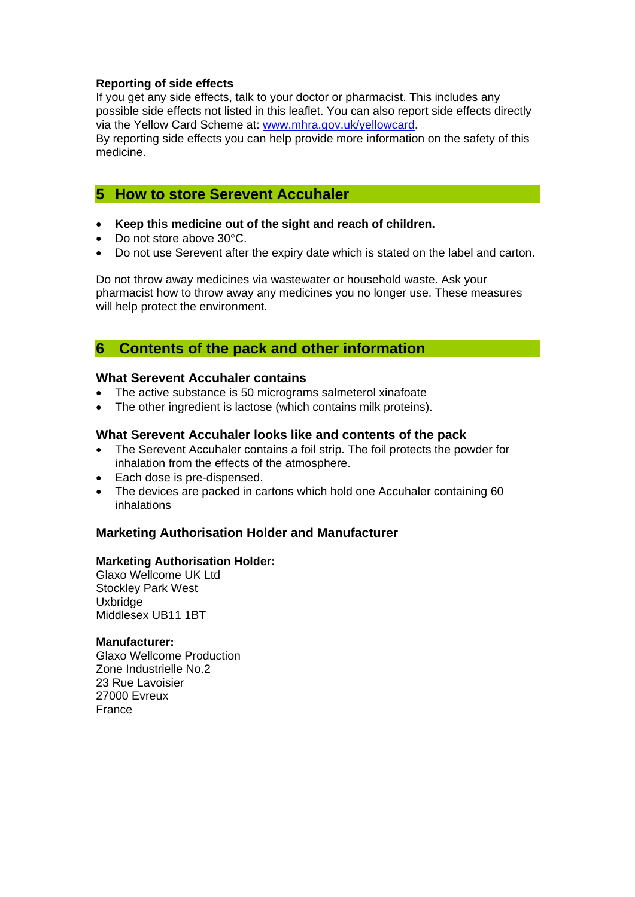**Reporting of side effects**

If you get any side effects, talk to your doctor or pharmacist. This includes any possible side effects not listed in this leaflet. You can also report side effects directly via the Yellow Card Scheme at: www.mhra.gov.uk/yellowcard.

By reporting side effects you can help provide more information on the safety of this medicine.

## 5 How to store Serevent Accuhaler

- **Keep this medicine out of the sight and reach of children.**
- Do not store above 30°C.
- Do not use Serevent after the expiry date which is stated on the label and carton.

Do not throw away medicines via wastewater or household waste. Ask your pharmacist how to throw away any medicines you no longer use. These measures will help protect the environment.

## 6 Contents of the pack and other information

### What Serevent Accuhaler contains

- The active substance is 50 micrograms salmeterol xinafoate
- The other ingredient is lactose (which contains milk proteins).

### What Serevent Accuhaler looks like and contents of the pack

- The Serevent Accuhaler contains a foil strip. The foil protects the powder for inhalation from the effects of the atmosphere.
- Each dose is pre-dispensed.
- The devices are packed in cartons which hold one Accuhaler containing 60 inhalations

### Marketing Authorisation Holder and Manufacturer

**Marketing Authorisation Holder:**
Glaxo Wellcome UK Ltd
Stockley Park West
Uxbridge
Middlesex UB11 1BT

**Manufacturer:**
Glaxo Wellcome Production
Zone Industrielle No.2
23 Rue Lavoisier
27000 Evreux
France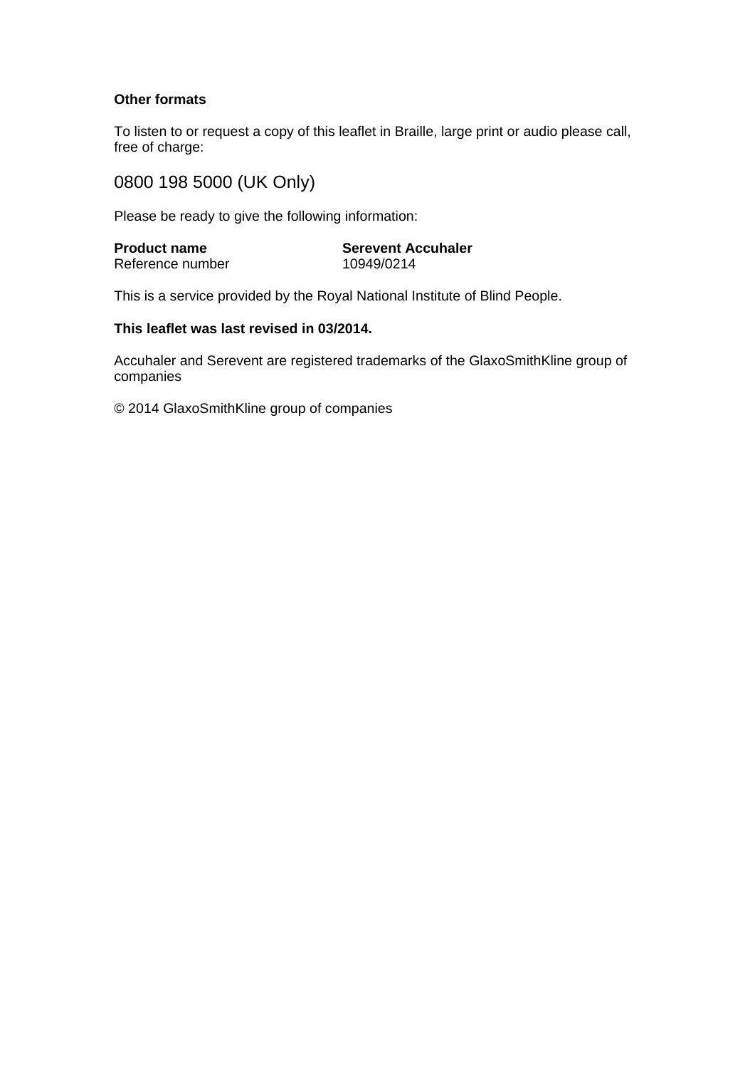**Other formats**

To listen to or request a copy of this leaflet in Braille, large print or audio please call, free of charge:

0800 198 5000 (UK Only)

Please be ready to give the following information:

| | |
|---|---|
| **Product name** | **Serevent Accuhaler** |
| Reference number | 10949/0214 |

This is a service provided by the Royal National Institute of Blind People.

**This leaflet was last revised in 03/2014.**

Accuhaler and Serevent are registered trademarks of the GlaxoSmithKline group of companies

© 2014 GlaxoSmithKline group of companies